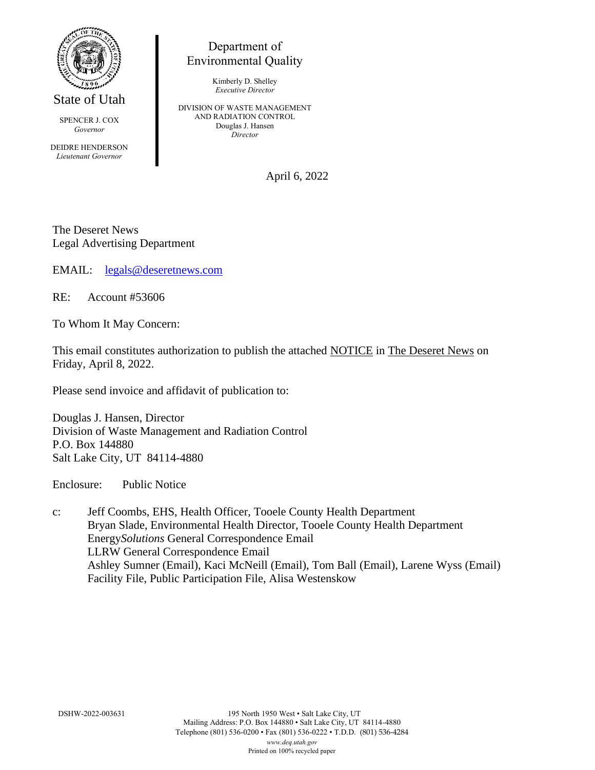State of Utah

SPENCER J. COX
*Governor*

DEIDRE HENDERSON
*Lieutenant Governor*

Department of
Environmental Quality

Kimberly D. Shelley
*Executive Director*

DIVISION OF WASTE MANAGEMENT
AND RADIATION CONTROL
Douglas J. Hansen
*Director*

April 6, 2022

The Deseret News
Legal Advertising Department

EMAIL: legals@deseretnews.com

RE: Account #53606

To Whom It May Concern:

This email constitutes authorization to publish the attached NOTICE in The Deseret News on Friday, April 8, 2022.

Please send invoice and affidavit of publication to:

Douglas J. Hansen, Director
Division of Waste Management and Radiation Control
P.O. Box 144880
Salt Lake City, UT 84114-4880

Enclosure: Public Notice

c: Jeff Coombs, EHS, Health Officer, Tooele County Health Department
Bryan Slade, Environmental Health Director, Tooele County Health Department
Energy*Solutions* General Correspondence Email
LLRW General Correspondence Email
Ashley Sumner (Email), Kaci McNeill (Email), Tom Ball (Email), Larene Wyss (Email)
Facility File, Public Participation File, Alisa Westenskow

DSHW-2022-003631

195 North 1950 West • Salt Lake City, UT
Mailing Address: P.O. Box 144880 • Salt Lake City, UT 84114-4880
Telephone (801) 536-0200 • Fax (801) 536-0222 • T.D.D. (801) 536-4284
*www.deq.utah.gov*
Printed on 100% recycled paper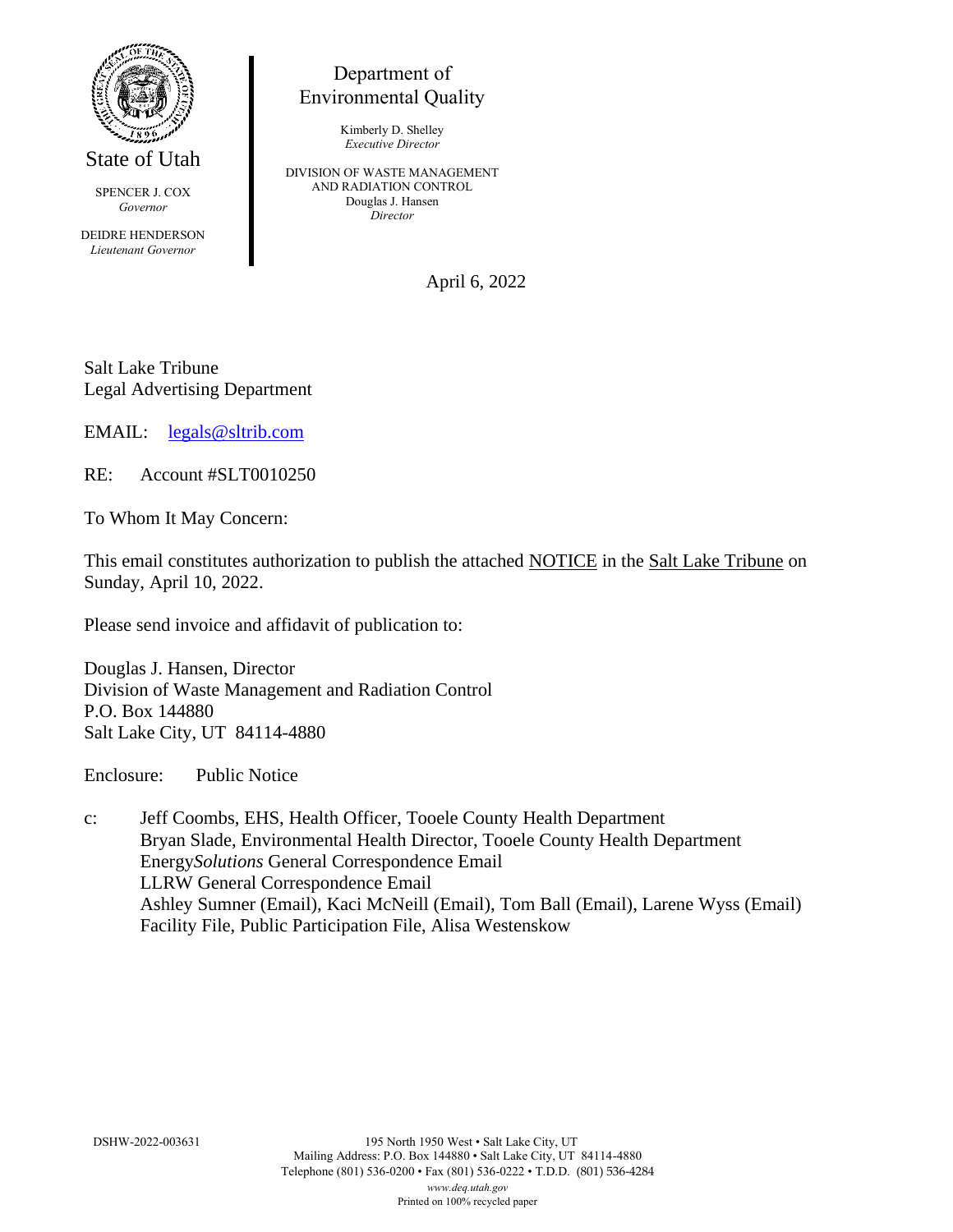State of Utah

SPENCER J. COX
*Governor*

DEIDRE HENDERSON
*Lieutenant Governor*

Department of
Environmental Quality

Kimberly D. Shelley
*Executive Director*

DIVISION OF WASTE MANAGEMENT
AND RADIATION CONTROL
Douglas J. Hansen
*Director*

April 6, 2022

Salt Lake Tribune
Legal Advertising Department

EMAIL: legals@sltrib.com

RE: Account #SLT0010250

To Whom It May Concern:

This email constitutes authorization to publish the attached NOTICE in the Salt Lake Tribune on Sunday, April 10, 2022.

Please send invoice and affidavit of publication to:

Douglas J. Hansen, Director
Division of Waste Management and Radiation Control
P.O. Box 144880
Salt Lake City, UT 84114-4880

Enclosure: Public Notice

c: Jeff Coombs, EHS, Health Officer, Tooele County Health Department
Bryan Slade, Environmental Health Director, Tooele County Health Department
Energy*Solutions* General Correspondence Email
LLRW General Correspondence Email
Ashley Sumner (Email), Kaci McNeill (Email), Tom Ball (Email), Larene Wyss (Email)
Facility File, Public Participation File, Alisa Westenskow

DSHW-2022-003631

195 North 1950 West • Salt Lake City, UT
Mailing Address: P.O. Box 144880 • Salt Lake City, UT 84114-4880
Telephone (801) 536-0200 • Fax (801) 536-0222 • T.D.D. (801) 536-4284
*www.deq.utah.gov*
Printed on 100% recycled paper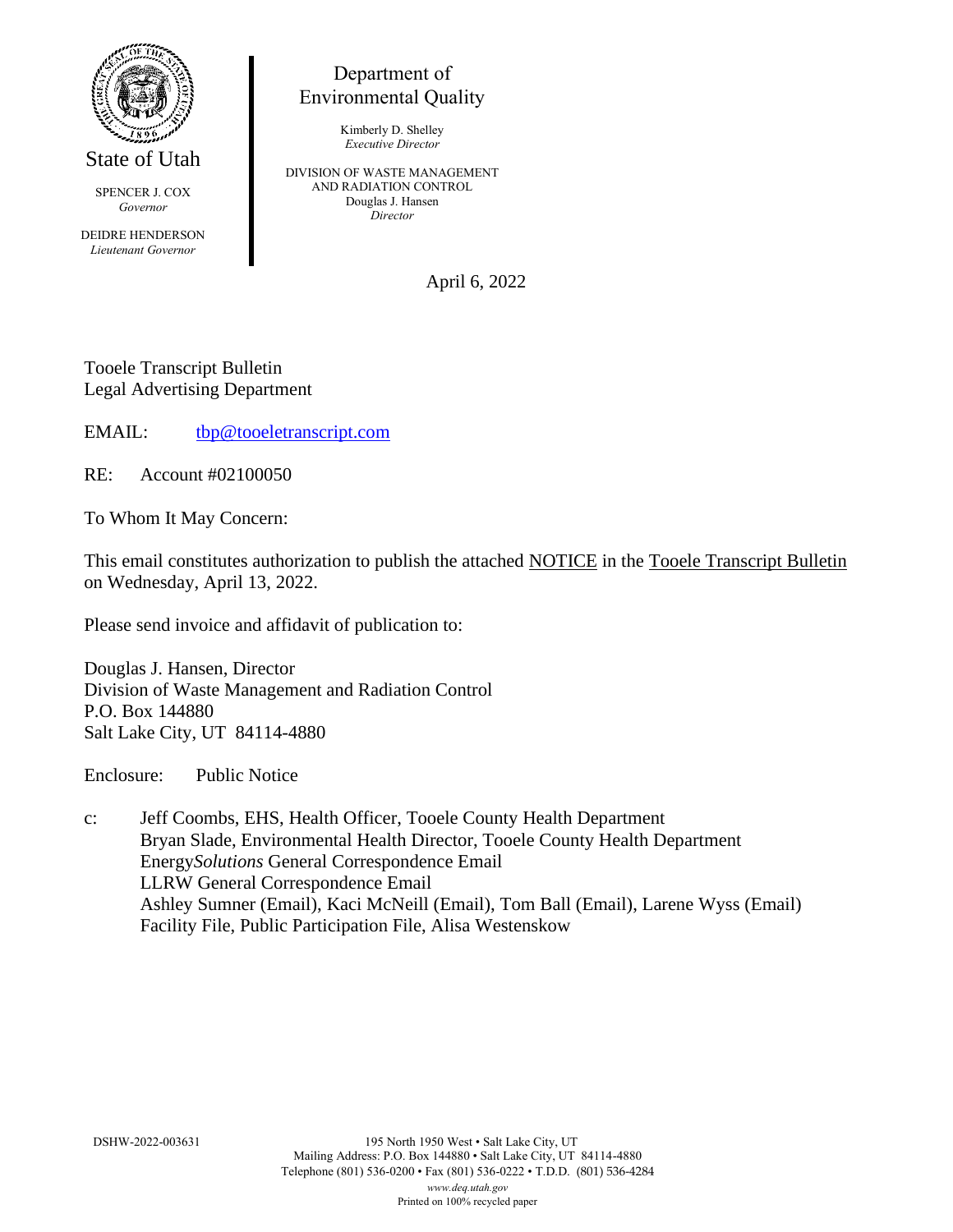State of Utah

SPENCER J. COX
*Governor*

DEIDRE HENDERSON
*Lieutenant Governor*

Department of
Environmental Quality

Kimberly D. Shelley
*Executive Director*

DIVISION OF WASTE MANAGEMENT
AND RADIATION CONTROL
Douglas J. Hansen
*Director*

April 6, 2022

Tooele Transcript Bulletin
Legal Advertising Department

EMAIL: tbp@tooeletranscript.com

RE: Account #02100050

To Whom It May Concern:

This email constitutes authorization to publish the attached NOTICE in the Tooele Transcript Bulletin on Wednesday, April 13, 2022.

Please send invoice and affidavit of publication to:

Douglas J. Hansen, Director
Division of Waste Management and Radiation Control
P.O. Box 144880
Salt Lake City, UT 84114-4880

Enclosure: Public Notice

c: Jeff Coombs, EHS, Health Officer, Tooele County Health Department
Bryan Slade, Environmental Health Director, Tooele County Health Department
Energy*Solutions* General Correspondence Email
LLRW General Correspondence Email
Ashley Sumner (Email), Kaci McNeill (Email), Tom Ball (Email), Larene Wyss (Email)
Facility File, Public Participation File, Alisa Westenskow

DSHW-2022-003631

195 North 1950 West • Salt Lake City, UT
Mailing Address: P.O. Box 144880 • Salt Lake City, UT 84114-4880
Telephone (801) 536-0200 • Fax (801) 536-0222 • T.D.D. (801) 536-4284
*www.deq.utah.gov*
Printed on 100% recycled paper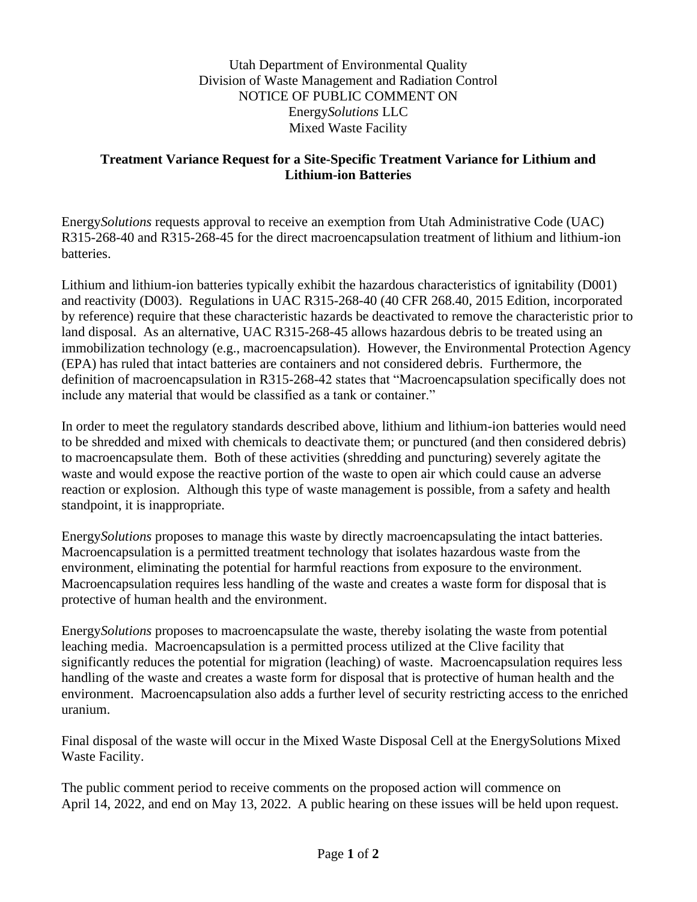Utah Department of Environmental Quality
Division of Waste Management and Radiation Control
NOTICE OF PUBLIC COMMENT ON
Energy*Solutions* LLC
Mixed Waste Facility

**Treatment Variance Request for a Site-Specific Treatment Variance for Lithium and Lithium-ion Batteries**

Energy*Solutions* requests approval to receive an exemption from Utah Administrative Code (UAC) R315-268-40 and R315-268-45 for the direct macroencapsulation treatment of lithium and lithium-ion batteries.

Lithium and lithium-ion batteries typically exhibit the hazardous characteristics of ignitability (D001) and reactivity (D003). Regulations in UAC R315-268-40 (40 CFR 268.40, 2015 Edition, incorporated by reference) require that these characteristic hazards be deactivated to remove the characteristic prior to land disposal. As an alternative, UAC R315-268-45 allows hazardous debris to be treated using an immobilization technology (e.g., macroencapsulation). However, the Environmental Protection Agency (EPA) has ruled that intact batteries are containers and not considered debris. Furthermore, the definition of macroencapsulation in R315-268-42 states that "Macroencapsulation specifically does not include any material that would be classified as a tank or container."

In order to meet the regulatory standards described above, lithium and lithium-ion batteries would need to be shredded and mixed with chemicals to deactivate them; or punctured (and then considered debris) to macroencapsulate them. Both of these activities (shredding and puncturing) severely agitate the waste and would expose the reactive portion of the waste to open air which could cause an adverse reaction or explosion. Although this type of waste management is possible, from a safety and health standpoint, it is inappropriate.

Energy*Solutions* proposes to manage this waste by directly macroencapsulating the intact batteries. Macroencapsulation is a permitted treatment technology that isolates hazardous waste from the environment, eliminating the potential for harmful reactions from exposure to the environment. Macroencapsulation requires less handling of the waste and creates a waste form for disposal that is protective of human health and the environment.

Energy*Solutions* proposes to macroencapsulate the waste, thereby isolating the waste from potential leaching media. Macroencapsulation is a permitted process utilized at the Clive facility that significantly reduces the potential for migration (leaching) of waste. Macroencapsulation requires less handling of the waste and creates a waste form for disposal that is protective of human health and the environment. Macroencapsulation also adds a further level of security restricting access to the enriched uranium.

Final disposal of the waste will occur in the Mixed Waste Disposal Cell at the EnergySolutions Mixed Waste Facility.

The public comment period to receive comments on the proposed action will commence on April 14, 2022, and end on May 13, 2022. A public hearing on these issues will be held upon request.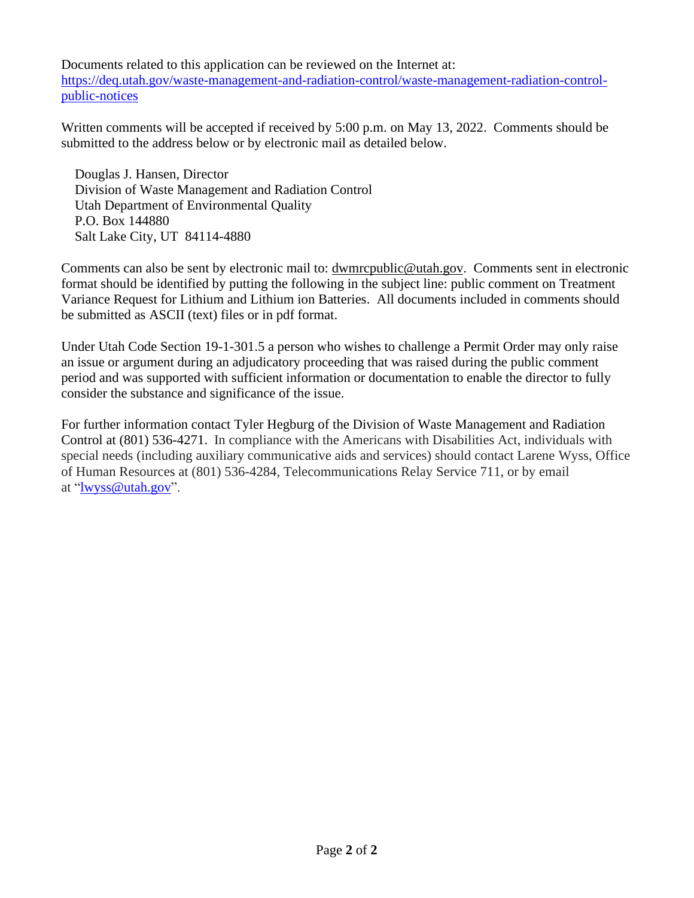Documents related to this application can be reviewed on the Internet at:
https://deq.utah.gov/waste-management-and-radiation-control/waste-management-radiation-control-public-notices

Written comments will be accepted if received by 5:00 p.m. on May 13, 2022. Comments should be submitted to the address below or by electronic mail as detailed below.

Douglas J. Hansen, Director
Division of Waste Management and Radiation Control
Utah Department of Environmental Quality
P.O. Box 144880
Salt Lake City, UT 84114-4880

Comments can also be sent by electronic mail to: dwmrcpublic@utah.gov. Comments sent in electronic format should be identified by putting the following in the subject line: public comment on Treatment Variance Request for Lithium and Lithium ion Batteries. All documents included in comments should be submitted as ASCII (text) files or in pdf format.

Under Utah Code Section 19-1-301.5 a person who wishes to challenge a Permit Order may only raise an issue or argument during an adjudicatory proceeding that was raised during the public comment period and was supported with sufficient information or documentation to enable the director to fully consider the substance and significance of the issue.

For further information contact Tyler Hegburg of the Division of Waste Management and Radiation Control at (801) 536-4271. In compliance with the Americans with Disabilities Act, individuals with special needs (including auxiliary communicative aids and services) should contact Larene Wyss, Office of Human Resources at (801) 536-4284, Telecommunications Relay Service 711, or by email at "lwyss@utah.gov".